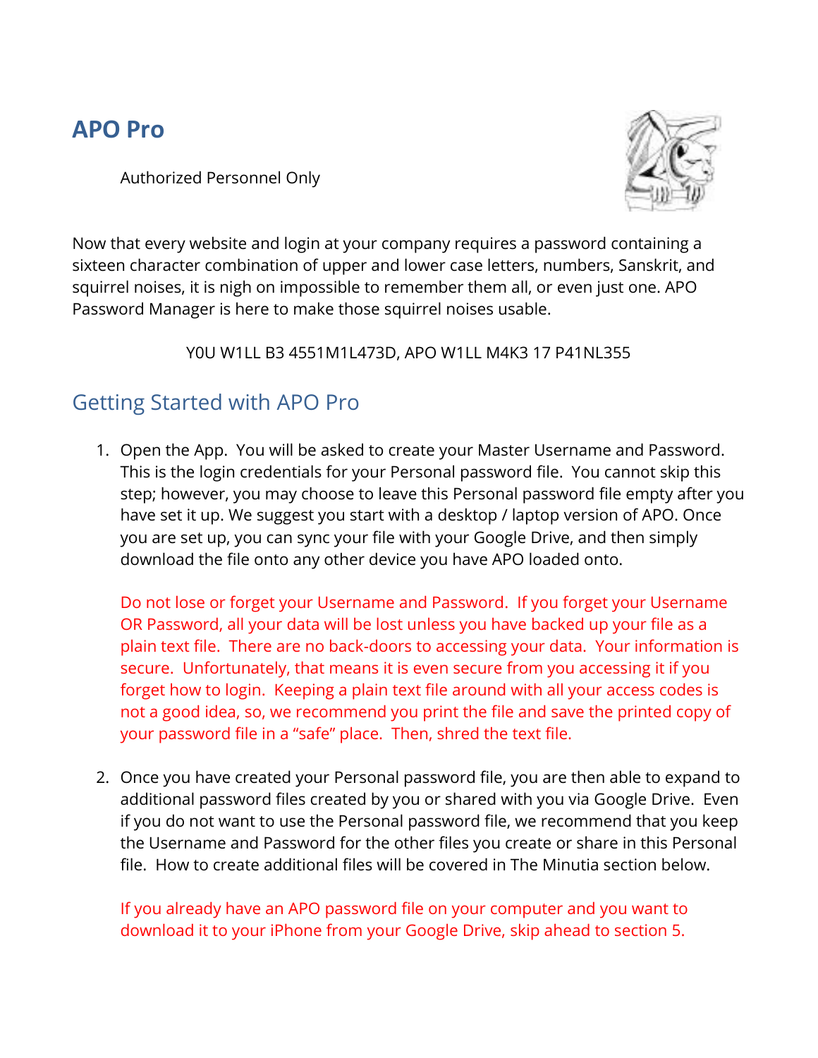# APO Pro

Authorized Personnel Only

Now that every website and login at your company requires a password containing a sixteen character combination of upper and lower case letters, numbers, Sanskrit, and squirrel noises, it is nigh on impossible to remember them all, or even just one. APO Password Manager is here to make those squirrel noises usable.

Y0U W1LL B3 4551M1L473D, APO W1LL M4K3 17 P41NL355

## Getting Started with APO Pro

1. Open the App. You will be asked to create your Master Username and Password. This is the login credentials for your Personal password file. You cannot skip this step; however, you may choose to leave this Personal password file empty after you have set it up. We suggest you start with a desktop / laptop version of APO. Once you are set up, you can sync your file with your Google Drive, and then simply download the file onto any other device you have APO loaded onto.

   Do not lose or forget your Username and Password. If you forget your Username OR Password, all your data will be lost unless you have backed up your file as a plain text file. There are no back-doors to accessing your data. Your information is secure. Unfortunately, that means it is even secure from you accessing it if you forget how to login. Keeping a plain text file around with all your access codes is not a good idea, so, we recommend you print the file and save the printed copy of your password file in a "safe" place. Then, shred the text file.

2. Once you have created your Personal password file, you are then able to expand to additional password files created by you or shared with you via Google Drive. Even if you do not want to use the Personal password file, we recommend that you keep the Username and Password for the other files you create or share in this Personal file. How to create additional files will be covered in The Minutia section below.

   If you already have an APO password file on your computer and you want to download it to your iPhone from your Google Drive, skip ahead to section 5.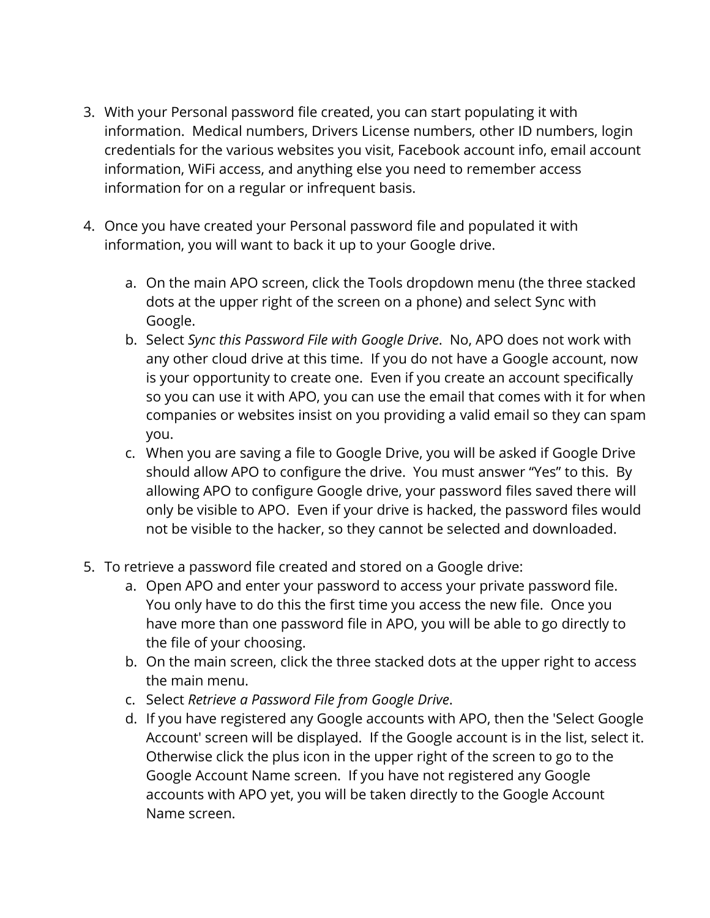3. With your Personal password file created, you can start populating it with information. Medical numbers, Drivers License numbers, other ID numbers, login credentials for the various websites you visit, Facebook account info, email account information, WiFi access, and anything else you need to remember access information for on a regular or infrequent basis.

4. Once you have created your Personal password file and populated it with information, you will want to back it up to your Google drive.

    a. On the main APO screen, click the Tools dropdown menu (the three stacked dots at the upper right of the screen on a phone) and select Sync with Google.
    b. Select *Sync this Password File with Google Drive*. No, APO does not work with any other cloud drive at this time. If you do not have a Google account, now is your opportunity to create one. Even if you create an account specifically so you can use it with APO, you can use the email that comes with it for when companies or websites insist on you providing a valid email so they can spam you.
    c. When you are saving a file to Google Drive, you will be asked if Google Drive should allow APO to configure the drive. You must answer "Yes" to this. By allowing APO to configure Google drive, your password files saved there will only be visible to APO. Even if your drive is hacked, the password files would not be visible to the hacker, so they cannot be selected and downloaded.

5. To retrieve a password file created and stored on a Google drive:
    a. Open APO and enter your password to access your private password file. You only have to do this the first time you access the new file. Once you have more than one password file in APO, you will be able to go directly to the file of your choosing.
    b. On the main screen, click the three stacked dots at the upper right to access the main menu.
    c. Select *Retrieve a Password File from Google Drive*.
    d. If you have registered any Google accounts with APO, then the 'Select Google Account' screen will be displayed. If the Google account is in the list, select it. Otherwise click the plus icon in the upper right of the screen to go to the Google Account Name screen. If you have not registered any Google accounts with APO yet, you will be taken directly to the Google Account Name screen.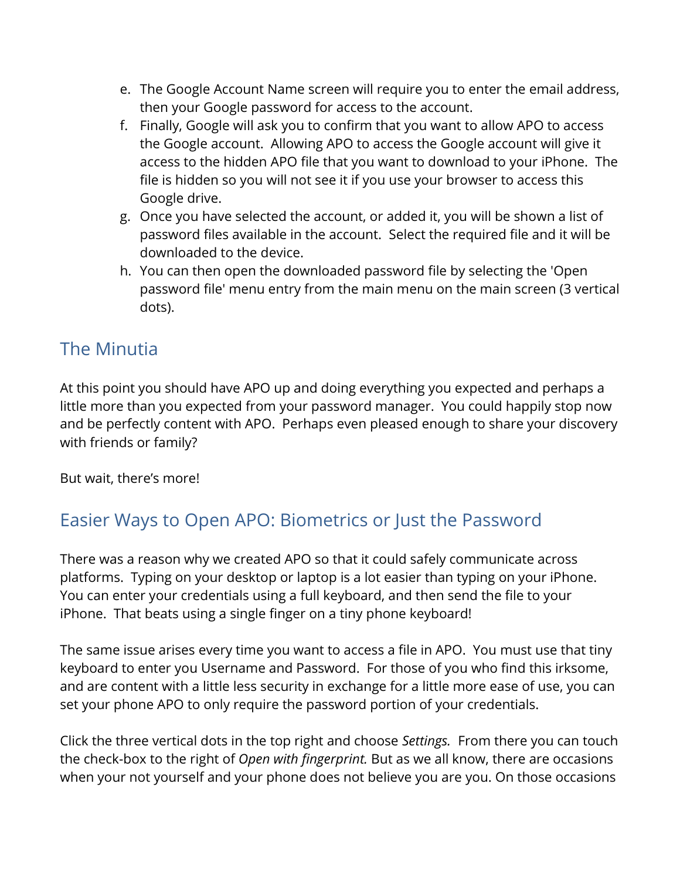e. The Google Account Name screen will require you to enter the email address, then your Google password for access to the account.
f. Finally, Google will ask you to confirm that you want to allow APO to access the Google account. Allowing APO to access the Google account will give it access to the hidden APO file that you want to download to your iPhone. The file is hidden so you will not see it if you use your browser to access this Google drive.
g. Once you have selected the account, or added it, you will be shown a list of password files available in the account. Select the required file and it will be downloaded to the device.
h. You can then open the downloaded password file by selecting the 'Open password file' menu entry from the main menu on the main screen (3 vertical dots).

## The Minutia

At this point you should have APO up and doing everything you expected and perhaps a little more than you expected from your password manager. You could happily stop now and be perfectly content with APO. Perhaps even pleased enough to share your discovery with friends or family?

But wait, there's more!

## Easier Ways to Open APO: Biometrics or Just the Password

There was a reason why we created APO so that it could safely communicate across platforms. Typing on your desktop or laptop is a lot easier than typing on your iPhone. You can enter your credentials using a full keyboard, and then send the file to your iPhone. That beats using a single finger on a tiny phone keyboard!

The same issue arises every time you want to access a file in APO. You must use that tiny keyboard to enter you Username and Password. For those of you who find this irksome, and are content with a little less security in exchange for a little more ease of use, you can set your phone APO to only require the password portion of your credentials.

Click the three vertical dots in the top right and choose *Settings.* From there you can touch the check-box to the right of *Open with fingerprint.* But as we all know, there are occasions when your not yourself and your phone does not believe you are you. On those occasions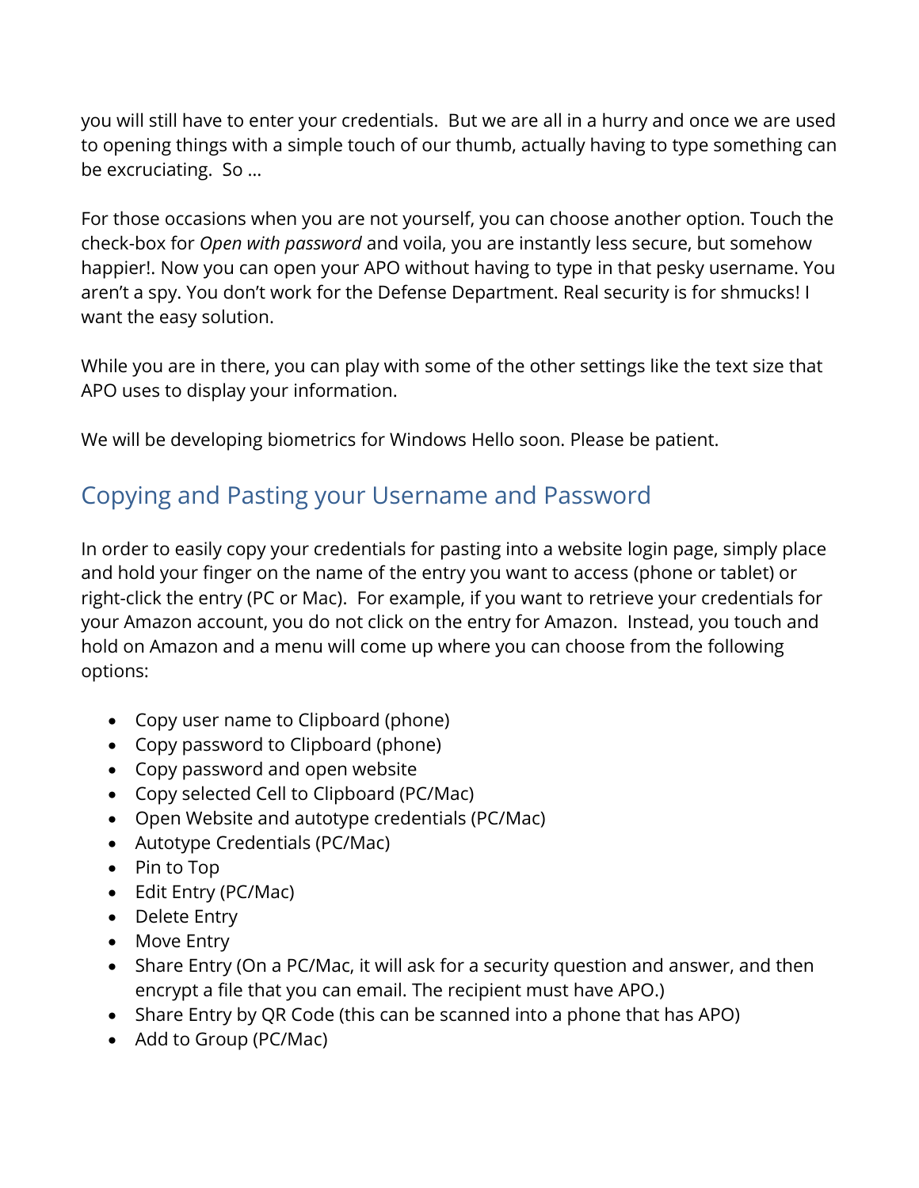you will still have to enter your credentials. But we are all in a hurry and once we are used to opening things with a simple touch of our thumb, actually having to type something can be excruciating. So …

For those occasions when you are not yourself, you can choose another option. Touch the check-box for *Open with password* and voila, you are instantly less secure, but somehow happier!. Now you can open your APO without having to type in that pesky username. You aren't a spy. You don't work for the Defense Department. Real security is for shmucks! I want the easy solution.

While you are in there, you can play with some of the other settings like the text size that APO uses to display your information.

We will be developing biometrics for Windows Hello soon. Please be patient.

## Copying and Pasting your Username and Password

In order to easily copy your credentials for pasting into a website login page, simply place and hold your finger on the name of the entry you want to access (phone or tablet) or right-click the entry (PC or Mac). For example, if you want to retrieve your credentials for your Amazon account, you do not click on the entry for Amazon. Instead, you touch and hold on Amazon and a menu will come up where you can choose from the following options:

- Copy user name to Clipboard (phone)
- Copy password to Clipboard (phone)
- Copy password and open website
- Copy selected Cell to Clipboard (PC/Mac)
- Open Website and autotype credentials (PC/Mac)
- Autotype Credentials (PC/Mac)
- Pin to Top
- Edit Entry (PC/Mac)
- Delete Entry
- Move Entry
- Share Entry (On a PC/Mac, it will ask for a security question and answer, and then encrypt a file that you can email. The recipient must have APO.)
- Share Entry by QR Code (this can be scanned into a phone that has APO)
- Add to Group (PC/Mac)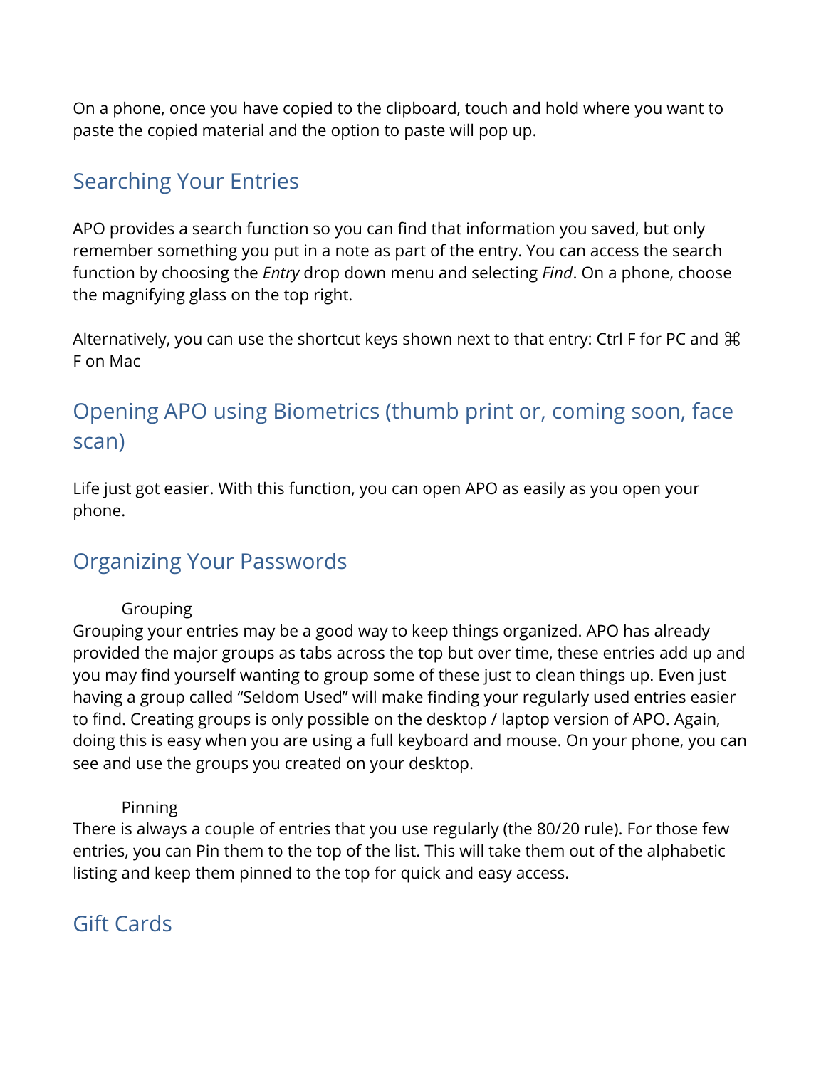On a phone, once you have copied to the clipboard, touch and hold where you want to paste the copied material and the option to paste will pop up.

## Searching Your Entries

APO provides a search function so you can find that information you saved, but only remember something you put in a note as part of the entry. You can access the search function by choosing the *Entry* drop down menu and selecting *Find*. On a phone, choose the magnifying glass on the top right.

Alternatively, you can use the shortcut keys shown next to that entry: Ctrl F for PC and ⌘ F on Mac

## Opening APO using Biometrics (thumb print or, coming soon, face scan)

Life just got easier. With this function, you can open APO as easily as you open your phone.

## Organizing Your Passwords

Grouping

Grouping your entries may be a good way to keep things organized. APO has already provided the major groups as tabs across the top but over time, these entries add up and you may find yourself wanting to group some of these just to clean things up. Even just having a group called "Seldom Used" will make finding your regularly used entries easier to find. Creating groups is only possible on the desktop / laptop version of APO. Again, doing this is easy when you are using a full keyboard and mouse. On your phone, you can see and use the groups you created on your desktop.

Pinning

There is always a couple of entries that you use regularly (the 80/20 rule). For those few entries, you can Pin them to the top of the list. This will take them out of the alphabetic listing and keep them pinned to the top for quick and easy access.

## Gift Cards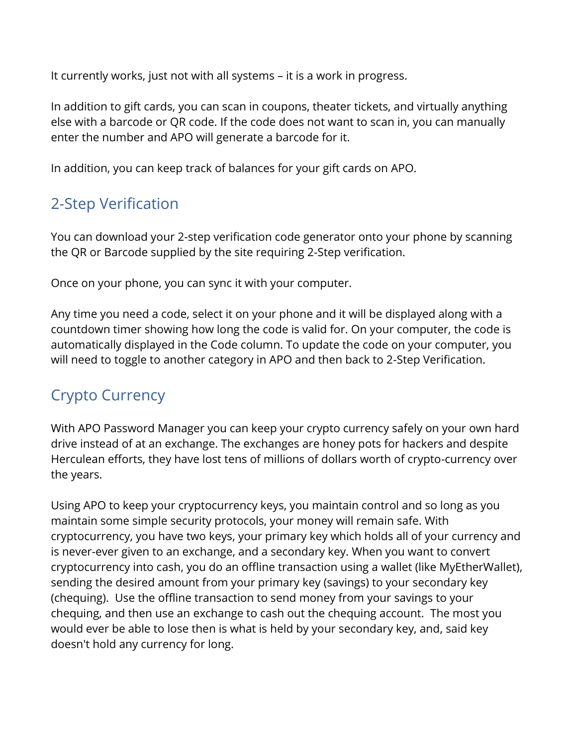It currently works, just not with all systems – it is a work in progress.

In addition to gift cards, you can scan in coupons, theater tickets, and virtually anything else with a barcode or QR code. If the code does not want to scan in, you can manually enter the number and APO will generate a barcode for it.

In addition, you can keep track of balances for your gift cards on APO.

## 2-Step Verification

You can download your 2-step verification code generator onto your phone by scanning the QR or Barcode supplied by the site requiring 2-Step verification.

Once on your phone, you can sync it with your computer.

Any time you need a code, select it on your phone and it will be displayed along with a countdown timer showing how long the code is valid for. On your computer, the code is automatically displayed in the Code column. To update the code on your computer, you will need to toggle to another category in APO and then back to 2-Step Verification.

## Crypto Currency

With APO Password Manager you can keep your crypto currency safely on your own hard drive instead of at an exchange. The exchanges are honey pots for hackers and despite Herculean efforts, they have lost tens of millions of dollars worth of crypto-currency over the years.

Using APO to keep your cryptocurrency keys, you maintain control and so long as you maintain some simple security protocols, your money will remain safe. With cryptocurrency, you have two keys, your primary key which holds all of your currency and is never-ever given to an exchange, and a secondary key. When you want to convert cryptocurrency into cash, you do an offline transaction using a wallet (like MyEtherWallet), sending the desired amount from your primary key (savings) to your secondary key (chequing). Use the offline transaction to send money from your savings to your chequing, and then use an exchange to cash out the chequing account. The most you would ever be able to lose then is what is held by your secondary key, and, said key doesn't hold any currency for long.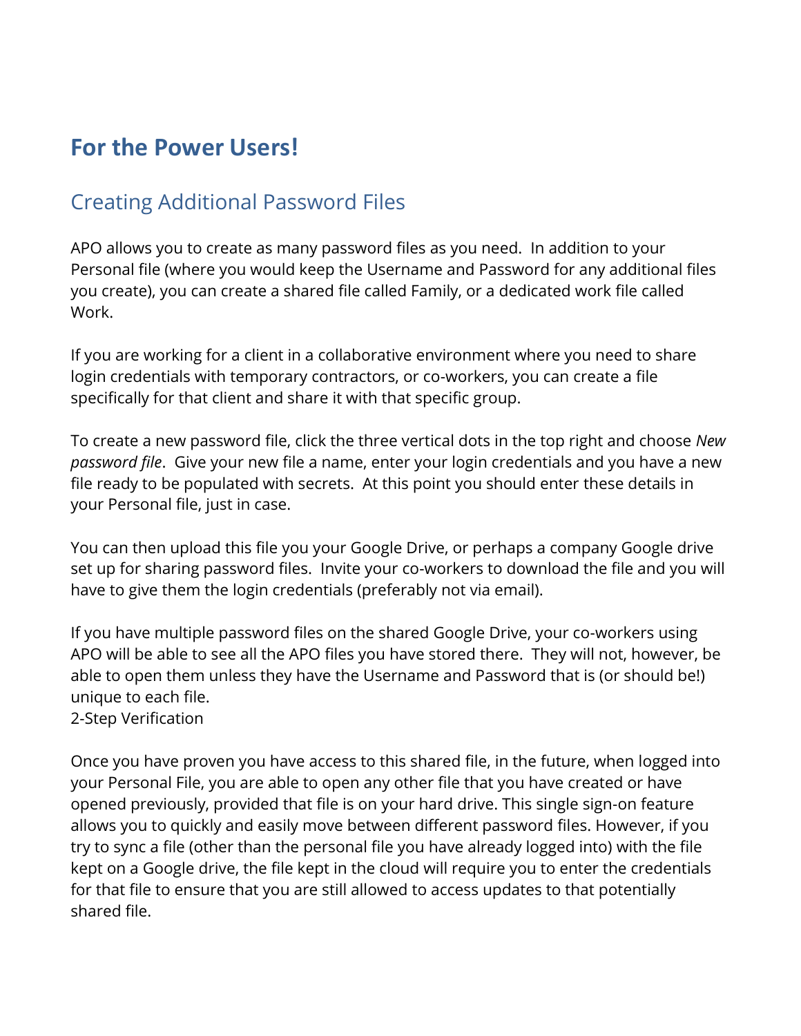# For the Power Users!

## Creating Additional Password Files

APO allows you to create as many password files as you need. In addition to your Personal file (where you would keep the Username and Password for any additional files you create), you can create a shared file called Family, or a dedicated work file called Work.

If you are working for a client in a collaborative environment where you need to share login credentials with temporary contractors, or co-workers, you can create a file specifically for that client and share it with that specific group.

To create a new password file, click the three vertical dots in the top right and choose *New password file*. Give your new file a name, enter your login credentials and you have a new file ready to be populated with secrets. At this point you should enter these details in your Personal file, just in case.

You can then upload this file you your Google Drive, or perhaps a company Google drive set up for sharing password files. Invite your co-workers to download the file and you will have to give them the login credentials (preferably not via email).

If you have multiple password files on the shared Google Drive, your co-workers using APO will be able to see all the APO files you have stored there. They will not, however, be able to open them unless they have the Username and Password that is (or should be!) unique to each file.
2-Step Verification

Once you have proven you have access to this shared file, in the future, when logged into your Personal File, you are able to open any other file that you have created or have opened previously, provided that file is on your hard drive. This single sign-on feature allows you to quickly and easily move between different password files. However, if you try to sync a file (other than the personal file you have already logged into) with the file kept on a Google drive, the file kept in the cloud will require you to enter the credentials for that file to ensure that you are still allowed to access updates to that potentially shared file.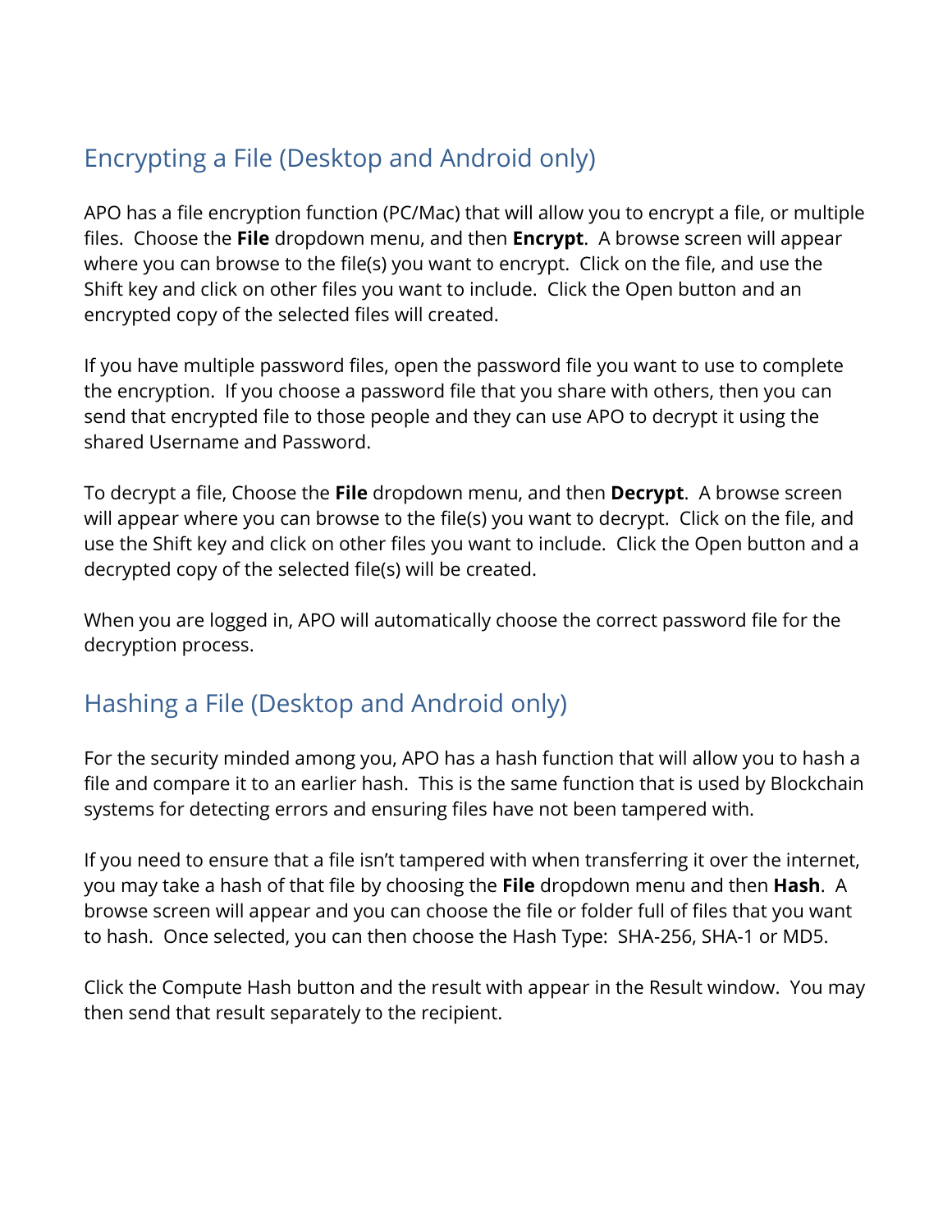## Encrypting a File (Desktop and Android only)

APO has a file encryption function (PC/Mac) that will allow you to encrypt a file, or multiple files. Choose the **File** dropdown menu, and then **Encrypt**. A browse screen will appear where you can browse to the file(s) you want to encrypt. Click on the file, and use the Shift key and click on other files you want to include. Click the Open button and an encrypted copy of the selected files will created.

If you have multiple password files, open the password file you want to use to complete the encryption. If you choose a password file that you share with others, then you can send that encrypted file to those people and they can use APO to decrypt it using the shared Username and Password.

To decrypt a file, Choose the **File** dropdown menu, and then **Decrypt**. A browse screen will appear where you can browse to the file(s) you want to decrypt. Click on the file, and use the Shift key and click on other files you want to include. Click the Open button and a decrypted copy of the selected file(s) will be created.

When you are logged in, APO will automatically choose the correct password file for the decryption process.

## Hashing a File (Desktop and Android only)

For the security minded among you, APO has a hash function that will allow you to hash a file and compare it to an earlier hash. This is the same function that is used by Blockchain systems for detecting errors and ensuring files have not been tampered with.

If you need to ensure that a file isn't tampered with when transferring it over the internet, you may take a hash of that file by choosing the **File** dropdown menu and then **Hash**. A browse screen will appear and you can choose the file or folder full of files that you want to hash. Once selected, you can then choose the Hash Type: SHA-256, SHA-1 or MD5.

Click the Compute Hash button and the result with appear in the Result window. You may then send that result separately to the recipient.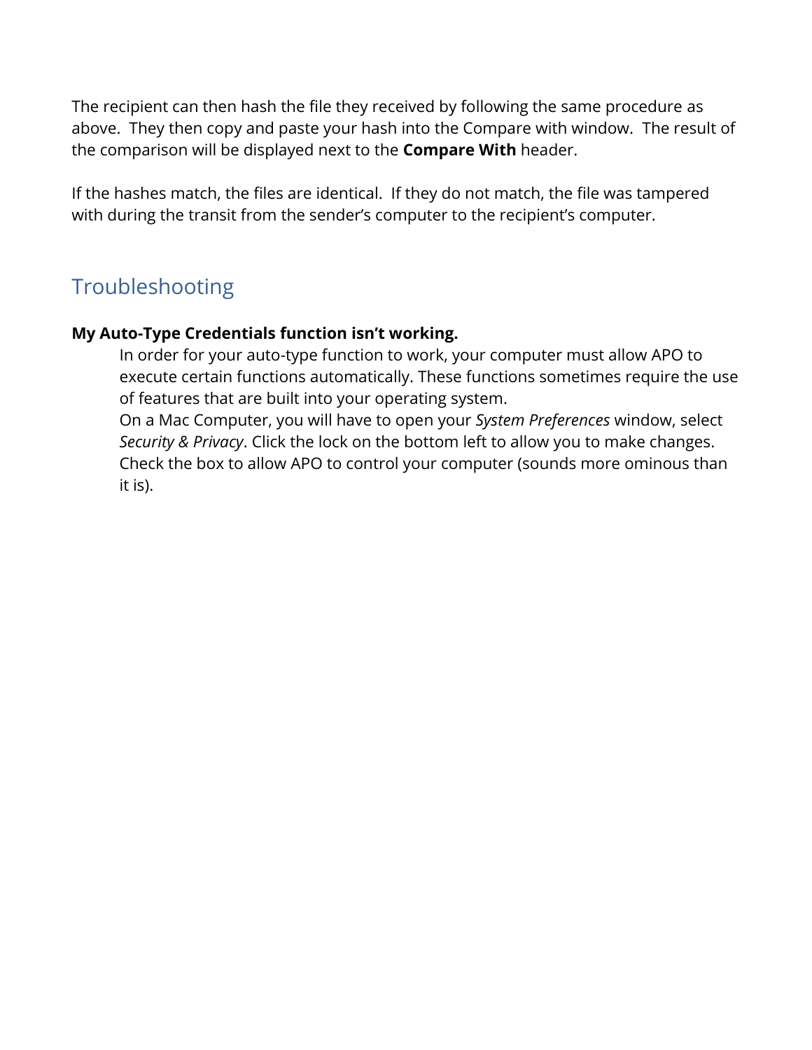The recipient can then hash the file they received by following the same procedure as above.  They then copy and paste your hash into the Compare with window.  The result of the comparison will be displayed next to the **Compare With** header.

If the hashes match, the files are identical.  If they do not match, the file was tampered with during the transit from the sender's computer to the recipient's computer.

## Troubleshooting

**My Auto-Type Credentials function isn't working.**

In order for your auto-type function to work, your computer must allow APO to execute certain functions automatically. These functions sometimes require the use of features that are built into your operating system.
On a Mac Computer, you will have to open your *System Preferences* window, select *Security & Privacy*. Click the lock on the bottom left to allow you to make changes. Check the box to allow APO to control your computer (sounds more ominous than it is).